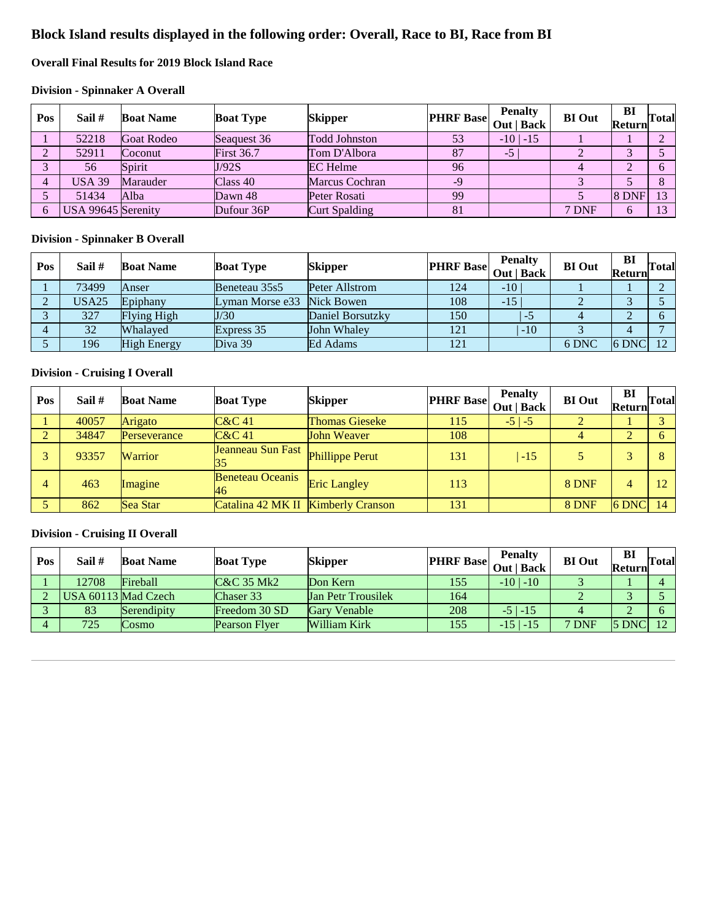# Block Island results displayed in the following order: Overall, Race to BI, Race from BI

### Overall Final Results for 2019 Block Island Race

### Division - Spinnaker A Overall

| Pos | Sail # | Boat Name | Boat Type | Skipper | PHRF Base | Penalty Out \| Back | BI Out | BI Return | Total |
|---|---|---|---|---|---|---|---|---|---|
| 1 | 52218 | Goat Rodeo | Seaquest 36 | Todd Johnston | 53 | -10 \| -15 | 1 | 1 | 2 |
| 2 | 52911 | Coconut | First 36.7 | Tom D'Albora | 87 | -5 \| | 2 | 3 | 5 |
| 3 | 56 | Spirit | J/92S | EC Helme | 96 | | 4 | 2 | 6 |
| 4 | USA 39 | Marauder | Class 40 | Marcus Cochran | -9 | | 3 | 5 | 8 |
| 5 | 51434 | Alba | Dawn 48 | Peter Rosati | 99 | | 5 | 8 DNF | 13 |
| 6 | USA 99645 | Serenity | Dufour 36P | Curt Spalding | 81 | | 7 DNF | 6 | 13 |

### Division - Spinnaker B Overall

| Pos | Sail # | Boat Name | Boat Type | Skipper | PHRF Base | Penalty Out \| Back | BI Out | BI Return | Total |
|---|---|---|---|---|---|---|---|---|---|
| 1 | 73499 | Anser | Beneteau 35s5 | Peter Allstrom | 124 | -10 \| | 1 | 1 | 2 |
| 2 | USA25 | Epiphany | Lyman Morse e33 | Nick Bowen | 108 | -15 \| | 2 | 3 | 5 |
| 3 | 327 | Flying High | J/30 | Daniel Borsutzky | 150 | \| -5 | 4 | 2 | 6 |
| 4 | 32 | Whalayed | Express 35 | John Whaley | 121 | \| -10 | 3 | 4 | 7 |
| 5 | 196 | High Energy | Diva 39 | Ed Adams | 121 | | 6 DNC | 6 DNC | 12 |

### Division - Cruising I Overall

| Pos | Sail # | Boat Name | Boat Type | Skipper | PHRF Base | Penalty Out \| Back | BI Out | BI Return | Total |
|---|---|---|---|---|---|---|---|---|---|
| 1 | 40057 | Arigato | C&C 41 | Thomas Gieseke | 115 | -5 \| -5 | 2 | 1 | 3 |
| 2 | 34847 | Perseverance | C&C 41 | John Weaver | 108 | | 4 | 2 | 6 |
| 3 | 93357 | Warrior | Jeanneau Sun Fast 35 | Phillippe Perut | 131 | \| -15 | 5 | 3 | 8 |
| 4 | 463 | Imagine | Beneteau Oceanis 46 | Eric Langley | 113 | | 8 DNF | 4 | 12 |
| 5 | 862 | Sea Star | Catalina 42 MK II | Kimberly Cranson | 131 | | 8 DNF | 6 DNC | 14 |

### Division - Cruising II Overall

| Pos | Sail # | Boat Name | Boat Type | Skipper | PHRF Base | Penalty Out \| Back | BI Out | BI Return | Total |
|---|---|---|---|---|---|---|---|---|---|
| 1 | 12708 | Fireball | C&C 35 Mk2 | Don Kern | 155 | -10 \| -10 | 3 | 1 | 4 |
| 2 | USA 60113 | Mad Czech | Chaser 33 | Jan Petr Trousilek | 164 | | 2 | 3 | 5 |
| 3 | 83 | Serendipity | Freedom 30 SD | Gary Venable | 208 | -5 \| -15 | 4 | 2 | 6 |
| 4 | 725 | Cosmo | Pearson Flyer | William Kirk | 155 | -15 \| -15 | 7 DNF | 5 DNC | 12 |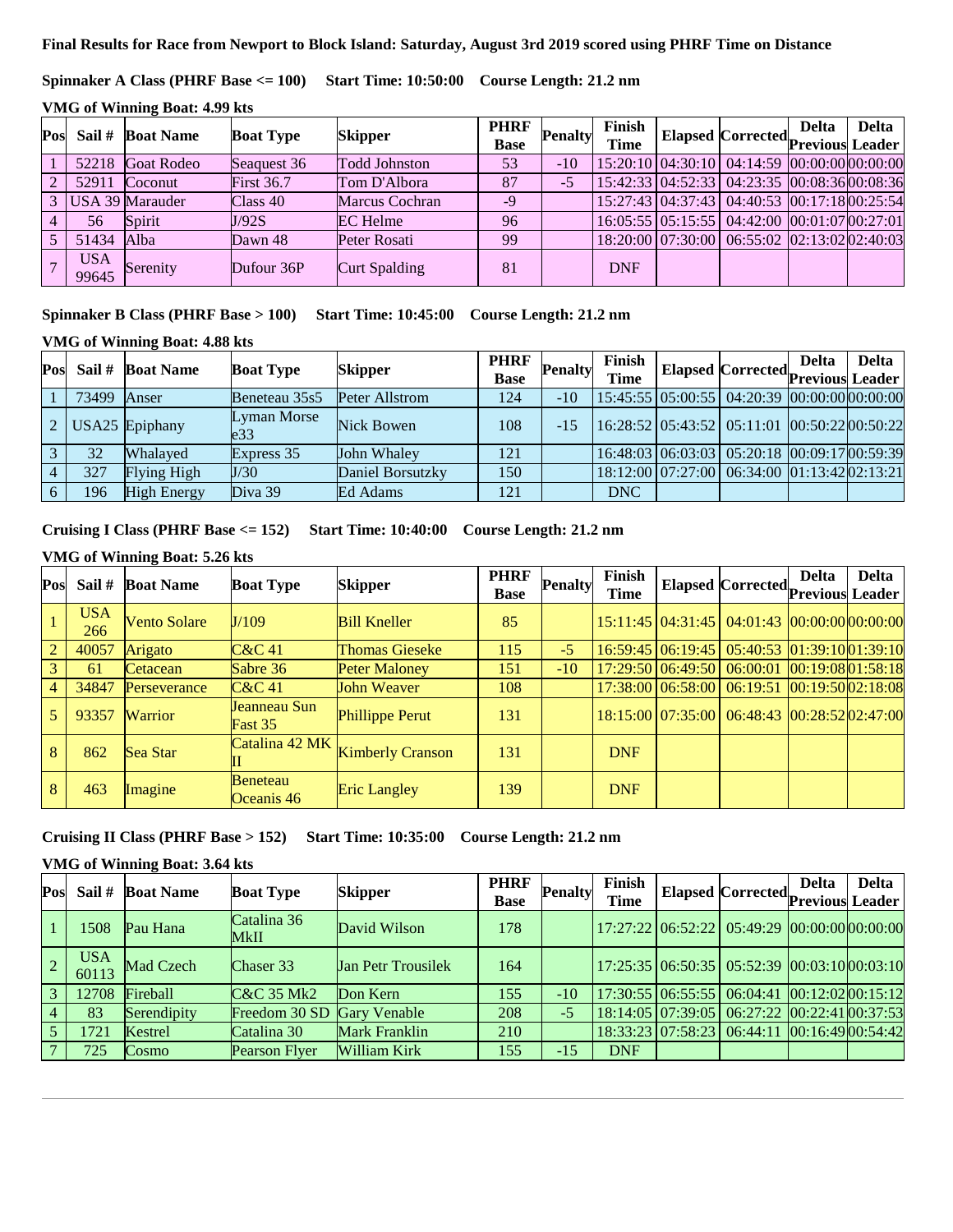**Final Results for Race from Newport to Block Island: Saturday, August 3rd 2019 scored using PHRF Time on Distance**

**Spinnaker A Class (PHRF Base <= 100) Start Time: 10:50:00 Course Length: 21.2 nm**

**VMG of Winning Boat: 4.99 kts**

| Pos | Sail # | Boat Name | Boat Type | Skipper | PHRF Base | Penalty | Finish Time | Elapsed | Corrected | Delta Previous | Delta Leader |
|---|---|---|---|---|---|---|---|---|---|---|---|
| 1 | 52218 | Goat Rodeo | Seaquest 36 | Todd Johnston | 53 | -10 | 15:20:10 | 04:30:10 | 04:14:59 | 00:00:00 | 00:00:00 |
| 2 | 52911 | Coconut | First 36.7 | Tom D'Albora | 87 | -5 | 15:42:33 | 04:52:33 | 04:23:35 | 00:08:36 | 00:08:36 |
| 3 | USA 39 | Marauder | Class 40 | Marcus Cochran | -9 | | 15:27:43 | 04:37:43 | 04:40:53 | 00:17:18 | 00:25:54 |
| 4 | 56 | Spirit | J/92S | EC Helme | 96 | | 16:05:55 | 05:15:55 | 04:42:00 | 00:01:07 | 00:27:01 |
| 5 | 51434 | Alba | Dawn 48 | Peter Rosati | 99 | | 18:20:00 | 07:30:00 | 06:55:02 | 02:13:02 | 02:40:03 |
| 7 | USA 99645 | Serenity | Dufour 36P | Curt Spalding | 81 | | DNF | | | | |

**Spinnaker B Class (PHRF Base > 100) Start Time: 10:45:00 Course Length: 21.2 nm**

**VMG of Winning Boat: 4.88 kts**

| Pos | Sail # | Boat Name | Boat Type | Skipper | PHRF Base | Penalty | Finish Time | Elapsed | Corrected | Delta Previous | Delta Leader |
|---|---|---|---|---|---|---|---|---|---|---|---|
| 1 | 73499 | Anser | Beneteau 35s5 | Peter Allstrom | 124 | -10 | 15:45:55 | 05:00:55 | 04:20:39 | 00:00:00 | 00:00:00 |
| 2 | USA25 | Epiphany | Lyman Morse e33 | Nick Bowen | 108 | -15 | 16:28:52 | 05:43:52 | 05:11:01 | 00:50:22 | 00:50:22 |
| 3 | 32 | Whalayed | Express 35 | John Whaley | 121 | | 16:48:03 | 06:03:03 | 05:20:18 | 00:09:17 | 00:59:39 |
| 4 | 327 | Flying High | J/30 | Daniel Borsutzky | 150 | | 18:12:00 | 07:27:00 | 06:34:00 | 01:13:42 | 02:13:21 |
| 6 | 196 | High Energy | Diva 39 | Ed Adams | 121 | | DNC | | | | |

**Cruising I Class (PHRF Base <= 152) Start Time: 10:40:00 Course Length: 21.2 nm**

**VMG of Winning Boat: 5.26 kts**

| Pos | Sail # | Boat Name | Boat Type | Skipper | PHRF Base | Penalty | Finish Time | Elapsed | Corrected | Delta Previous | Delta Leader |
|---|---|---|---|---|---|---|---|---|---|---|---|
| 1 | USA 266 | Vento Solare | J/109 | Bill Kneller | 85 | | 15:11:45 | 04:31:45 | 04:01:43 | 00:00:00 | 00:00:00 |
| 2 | 40057 | Arigato | C&C 41 | Thomas Gieseke | 115 | -5 | 16:59:45 | 06:19:45 | 05:40:53 | 01:39:10 | 01:39:10 |
| 3 | 61 | Cetacean | Sabre 36 | Peter Maloney | 151 | -10 | 17:29:50 | 06:49:50 | 06:00:01 | 00:19:08 | 01:58:18 |
| 4 | 34847 | Perseverance | C&C 41 | John Weaver | 108 | | 17:38:00 | 06:58:00 | 06:19:51 | 00:19:50 | 02:18:08 |
| 5 | 93357 | Warrior | Jeanneau Sun Fast 35 | Phillippe Perut | 131 | | 18:15:00 | 07:35:00 | 06:48:43 | 00:28:52 | 02:47:00 |
| 8 | 862 | Sea Star | Catalina 42 MK II | Kimberly Cranson | 131 | | DNF | | | | |
| 8 | 463 | Imagine | Beneteau Oceanis 46 | Eric Langley | 139 | | DNF | | | | |

**Cruising II Class (PHRF Base > 152) Start Time: 10:35:00 Course Length: 21.2 nm**

**VMG of Winning Boat: 3.64 kts**

| Pos | Sail # | Boat Name | Boat Type | Skipper | PHRF Base | Penalty | Finish Time | Elapsed | Corrected | Delta Previous | Delta Leader |
|---|---|---|---|---|---|---|---|---|---|---|---|
| 1 | 1508 | Pau Hana | Catalina 36 MkII | David Wilson | 178 | | 17:27:22 | 06:52:22 | 05:49:29 | 00:00:00 | 00:00:00 |
| 2 | USA 60113 | Mad Czech | Chaser 33 | Jan Petr Trousilek | 164 | | 17:25:35 | 06:50:35 | 05:52:39 | 00:03:10 | 00:03:10 |
| 3 | 12708 | Fireball | C&C 35 Mk2 | Don Kern | 155 | -10 | 17:30:55 | 06:55:55 | 06:04:41 | 00:12:02 | 00:15:12 |
| 4 | 83 | Serendipity | Freedom 30 SD | Gary Venable | 208 | -5 | 18:14:05 | 07:39:05 | 06:27:22 | 00:22:41 | 00:37:53 |
| 5 | 1721 | Kestrel | Catalina 30 | Mark Franklin | 210 | | 18:33:23 | 07:58:23 | 06:44:11 | 00:16:49 | 00:54:42 |
| 7 | 725 | Cosmo | Pearson Flyer | William Kirk | 155 | -15 | DNF | | | | |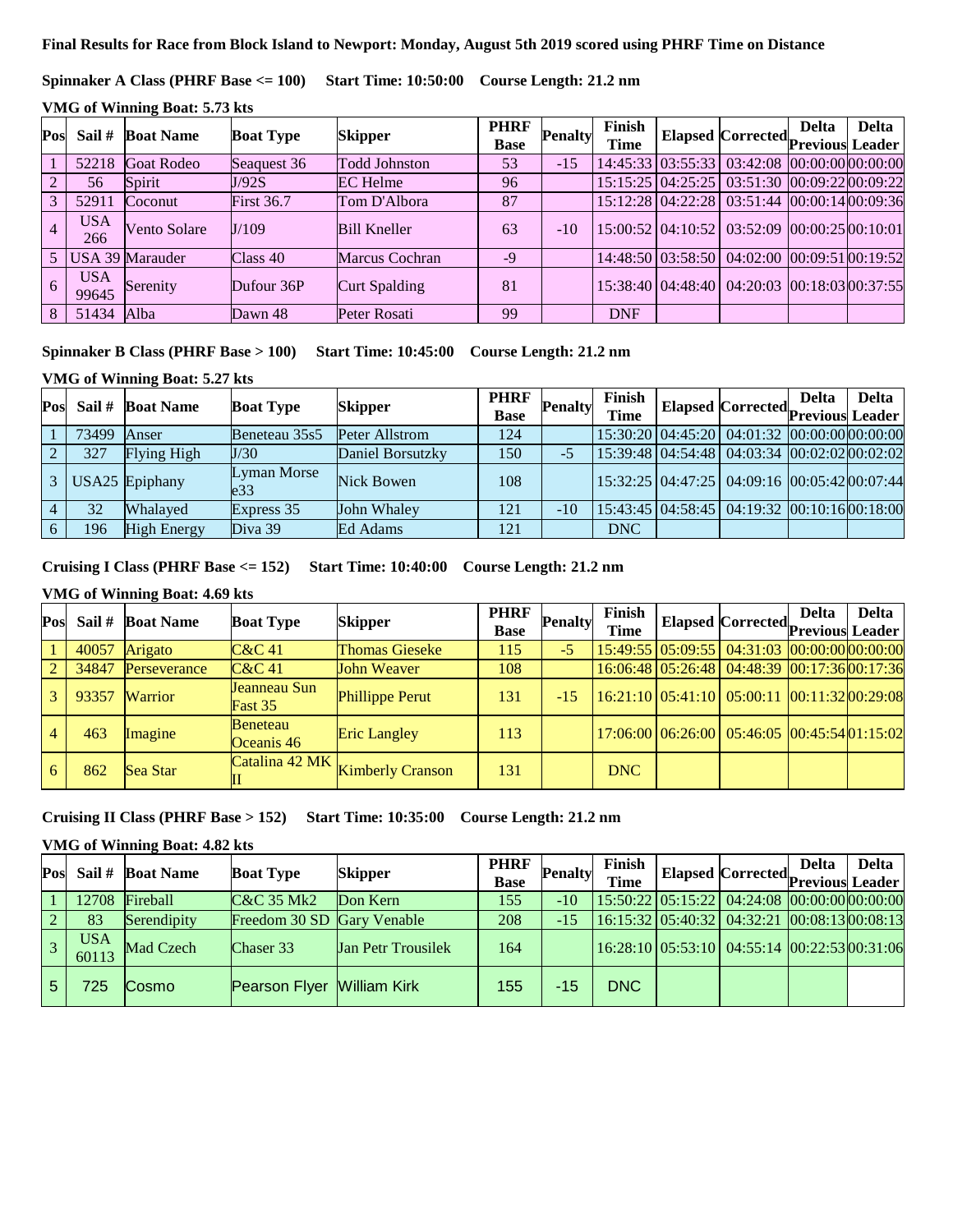**Final Results for Race from Block Island to Newport: Monday, August 5th 2019 scored using PHRF Time on Distance**

**Spinnaker A Class (PHRF Base <= 100) Start Time: 10:50:00 Course Length: 21.2 nm**

**VMG of Winning Boat: 5.73 kts**

| Pos | Sail # | Boat Name | Boat Type | Skipper | PHRF Base | Penalty | Finish Time | Elapsed | Corrected | Delta Previous | Delta Leader |
|---|---|---|---|---|---|---|---|---|---|---|---|
| 1 | 52218 | Goat Rodeo | Seaquest 36 | Todd Johnston | 53 | -15 | 14:45:33 | 03:55:33 | 03:42:08 | 00:00:00 | 00:00:00 |
| 2 | 56 | Spirit | J/92S | EC Helme | 96 | | 15:15:25 | 04:25:25 | 03:51:30 | 00:09:22 | 00:09:22 |
| 3 | 52911 | Coconut | First 36.7 | Tom D'Albora | 87 | | 15:12:28 | 04:22:28 | 03:51:44 | 00:00:14 | 00:09:36 |
| 4 | USA 266 | Vento Solare | J/109 | Bill Kneller | 63 | -10 | 15:00:52 | 04:10:52 | 03:52:09 | 00:00:25 | 00:10:01 |
| 5 | USA 39 | Marauder | Class 40 | Marcus Cochran | -9 | | 14:48:50 | 03:58:50 | 04:02:00 | 00:09:51 | 00:19:52 |
| 6 | USA 99645 | Serenity | Dufour 36P | Curt Spalding | 81 | | 15:38:40 | 04:48:40 | 04:20:03 | 00:18:03 | 00:37:55 |
| 8 | 51434 | Alba | Dawn 48 | Peter Rosati | 99 | | DNF | | | | |

**Spinnaker B Class (PHRF Base > 100) Start Time: 10:45:00 Course Length: 21.2 nm**

**VMG of Winning Boat: 5.27 kts**

| Pos | Sail # | Boat Name | Boat Type | Skipper | PHRF Base | Penalty | Finish Time | Elapsed | Corrected | Delta Previous | Delta Leader |
|---|---|---|---|---|---|---|---|---|---|---|---|
| 1 | 73499 | Anser | Beneteau 35s5 | Peter Allstrom | 124 | | 15:30:20 | 04:45:20 | 04:01:32 | 00:00:00 | 00:00:00 |
| 2 | 327 | Flying High | J/30 | Daniel Borsutzky | 150 | -5 | 15:39:48 | 04:54:48 | 04:03:34 | 00:02:02 | 00:02:02 |
| 3 | USA25 | Epiphany | Lyman Morse e33 | Nick Bowen | 108 | | 15:32:25 | 04:47:25 | 04:09:16 | 00:05:42 | 00:07:44 |
| 4 | 32 | Whalayed | Express 35 | John Whaley | 121 | -10 | 15:43:45 | 04:58:45 | 04:19:32 | 00:10:16 | 00:18:00 |
| 6 | 196 | High Energy | Diva 39 | Ed Adams | 121 | | DNC | | | | |

**Cruising I Class (PHRF Base <= 152) Start Time: 10:40:00 Course Length: 21.2 nm**

**VMG of Winning Boat: 4.69 kts**

| Pos | Sail # | Boat Name | Boat Type | Skipper | PHRF Base | Penalty | Finish Time | Elapsed | Corrected | Delta Previous | Delta Leader |
|---|---|---|---|---|---|---|---|---|---|---|---|
| 1 | 40057 | Arigato | C&C 41 | Thomas Gieseke | 115 | -5 | 15:49:55 | 05:09:55 | 04:31:03 | 00:00:00 | 00:00:00 |
| 2 | 34847 | Perseverance | C&C 41 | John Weaver | 108 | | 16:06:48 | 05:26:48 | 04:48:39 | 00:17:36 | 00:17:36 |
| 3 | 93357 | Warrior | Jeanneau Sun Fast 35 | Phillippe Perut | 131 | -15 | 16:21:10 | 05:41:10 | 05:00:11 | 00:11:32 | 00:29:08 |
| 4 | 463 | Imagine | Beneteau Oceanis 46 | Eric Langley | 113 | | 17:06:00 | 06:26:00 | 05:46:05 | 00:45:54 | 01:15:02 |
| 6 | 862 | Sea Star | Catalina 42 MK II | Kimberly Cranson | 131 | | DNC | | | | |

**Cruising II Class (PHRF Base > 152) Start Time: 10:35:00 Course Length: 21.2 nm**

**VMG of Winning Boat: 4.82 kts**

| Pos | Sail # | Boat Name | Boat Type | Skipper | PHRF Base | Penalty | Finish Time | Elapsed | Corrected | Delta Previous | Delta Leader |
|---|---|---|---|---|---|---|---|---|---|---|---|
| 1 | 12708 | Fireball | C&C 35 Mk2 | Don Kern | 155 | -10 | 15:50:22 | 05:15:22 | 04:24:08 | 00:00:00 | 00:00:00 |
| 2 | 83 | Serendipity | Freedom 30 SD | Gary Venable | 208 | -15 | 16:15:32 | 05:40:32 | 04:32:21 | 00:08:13 | 00:08:13 |
| 3 | USA 60113 | Mad Czech | Chaser 33 | Jan Petr Trousilek | 164 | | 16:28:10 | 05:53:10 | 04:55:14 | 00:22:53 | 00:31:06 |
| 5 | 725 | Cosmo | Pearson Flyer | William Kirk | 155 | -15 | DNC | | | | |